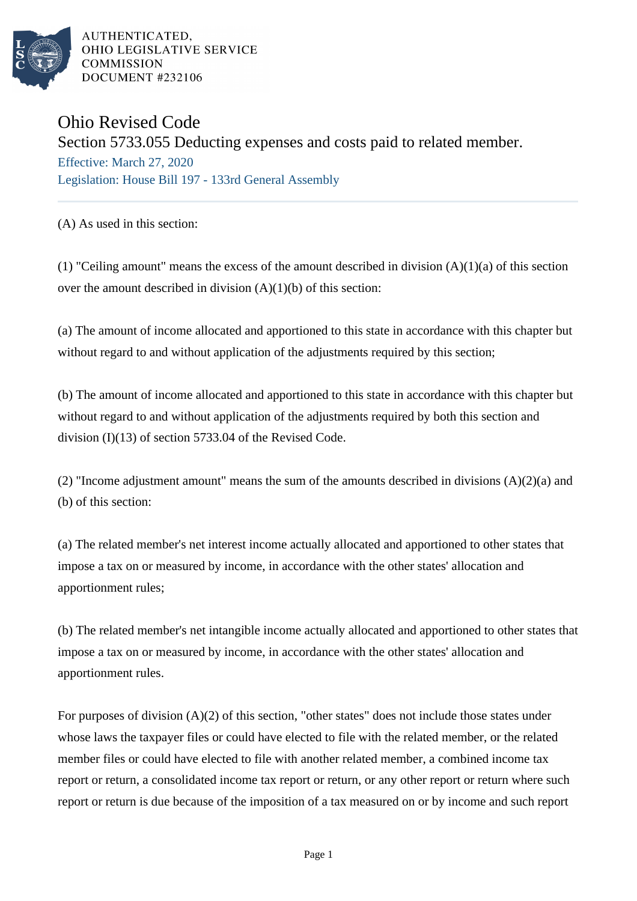AUTHENTICATED,
OHIO LEGISLATIVE SERVICE
COMMISSION
DOCUMENT #232106

# Ohio Revised Code

## Section 5733.055 Deducting expenses and costs paid to related member.

Effective: March 27, 2020

Legislation: House Bill 197 - 133rd General Assembly

(A) As used in this section:

(1) "Ceiling amount" means the excess of the amount described in division (A)(1)(a) of this section over the amount described in division (A)(1)(b) of this section:

(a) The amount of income allocated and apportioned to this state in accordance with this chapter but without regard to and without application of the adjustments required by this section;

(b) The amount of income allocated and apportioned to this state in accordance with this chapter but without regard to and without application of the adjustments required by both this section and division (I)(13) of section 5733.04 of the Revised Code.

(2) "Income adjustment amount" means the sum of the amounts described in divisions (A)(2)(a) and (b) of this section:

(a) The related member's net interest income actually allocated and apportioned to other states that impose a tax on or measured by income, in accordance with the other states' allocation and apportionment rules;

(b) The related member's net intangible income actually allocated and apportioned to other states that impose a tax on or measured by income, in accordance with the other states' allocation and apportionment rules.

For purposes of division (A)(2) of this section, "other states" does not include those states under whose laws the taxpayer files or could have elected to file with the related member, or the related member files or could have elected to file with another related member, a combined income tax report or return, a consolidated income tax report or return, or any other report or return where such report or return is due because of the imposition of a tax measured on or by income and such report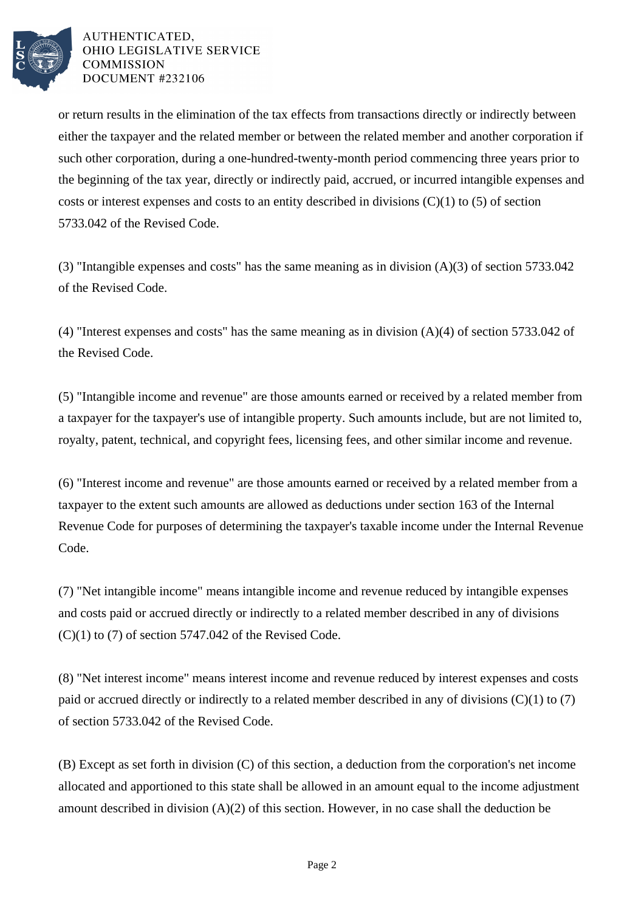or return results in the elimination of the tax effects from transactions directly or indirectly between either the taxpayer and the related member or between the related member and another corporation if such other corporation, during a one-hundred-twenty-month period commencing three years prior to the beginning of the tax year, directly or indirectly paid, accrued, or incurred intangible expenses and costs or interest expenses and costs to an entity described in divisions (C)(1) to (5) of section 5733.042 of the Revised Code.

(3) "Intangible expenses and costs" has the same meaning as in division (A)(3) of section 5733.042 of the Revised Code.

(4) "Interest expenses and costs" has the same meaning as in division (A)(4) of section 5733.042 of the Revised Code.

(5) "Intangible income and revenue" are those amounts earned or received by a related member from a taxpayer for the taxpayer's use of intangible property. Such amounts include, but are not limited to, royalty, patent, technical, and copyright fees, licensing fees, and other similar income and revenue.

(6) "Interest income and revenue" are those amounts earned or received by a related member from a taxpayer to the extent such amounts are allowed as deductions under section 163 of the Internal Revenue Code for purposes of determining the taxpayer's taxable income under the Internal Revenue Code.

(7) "Net intangible income" means intangible income and revenue reduced by intangible expenses and costs paid or accrued directly or indirectly to a related member described in any of divisions (C)(1) to (7) of section 5747.042 of the Revised Code.

(8) "Net interest income" means interest income and revenue reduced by interest expenses and costs paid or accrued directly or indirectly to a related member described in any of divisions (C)(1) to (7) of section 5733.042 of the Revised Code.

(B) Except as set forth in division (C) of this section, a deduction from the corporation's net income allocated and apportioned to this state shall be allowed in an amount equal to the income adjustment amount described in division (A)(2) of this section. However, in no case shall the deduction be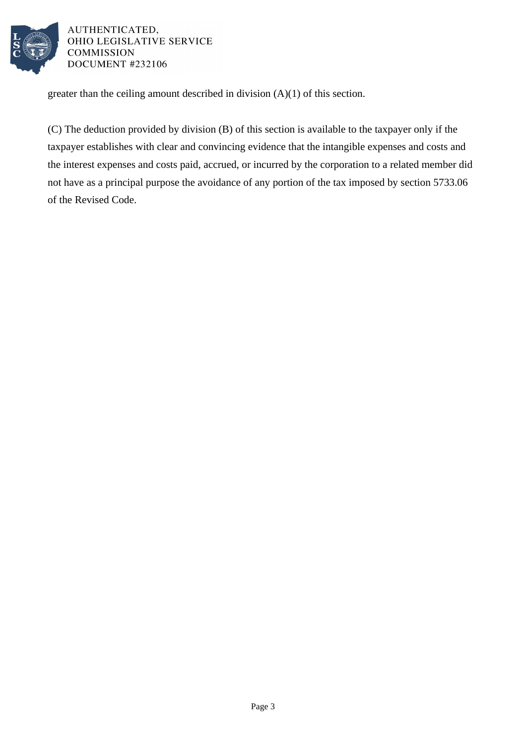greater than the ceiling amount described in division (A)(1) of this section.

(C) The deduction provided by division (B) of this section is available to the taxpayer only if the taxpayer establishes with clear and convincing evidence that the intangible expenses and costs and the interest expenses and costs paid, accrued, or incurred by the corporation to a related member did not have as a principal purpose the avoidance of any portion of the tax imposed by section 5733.06 of the Revised Code.